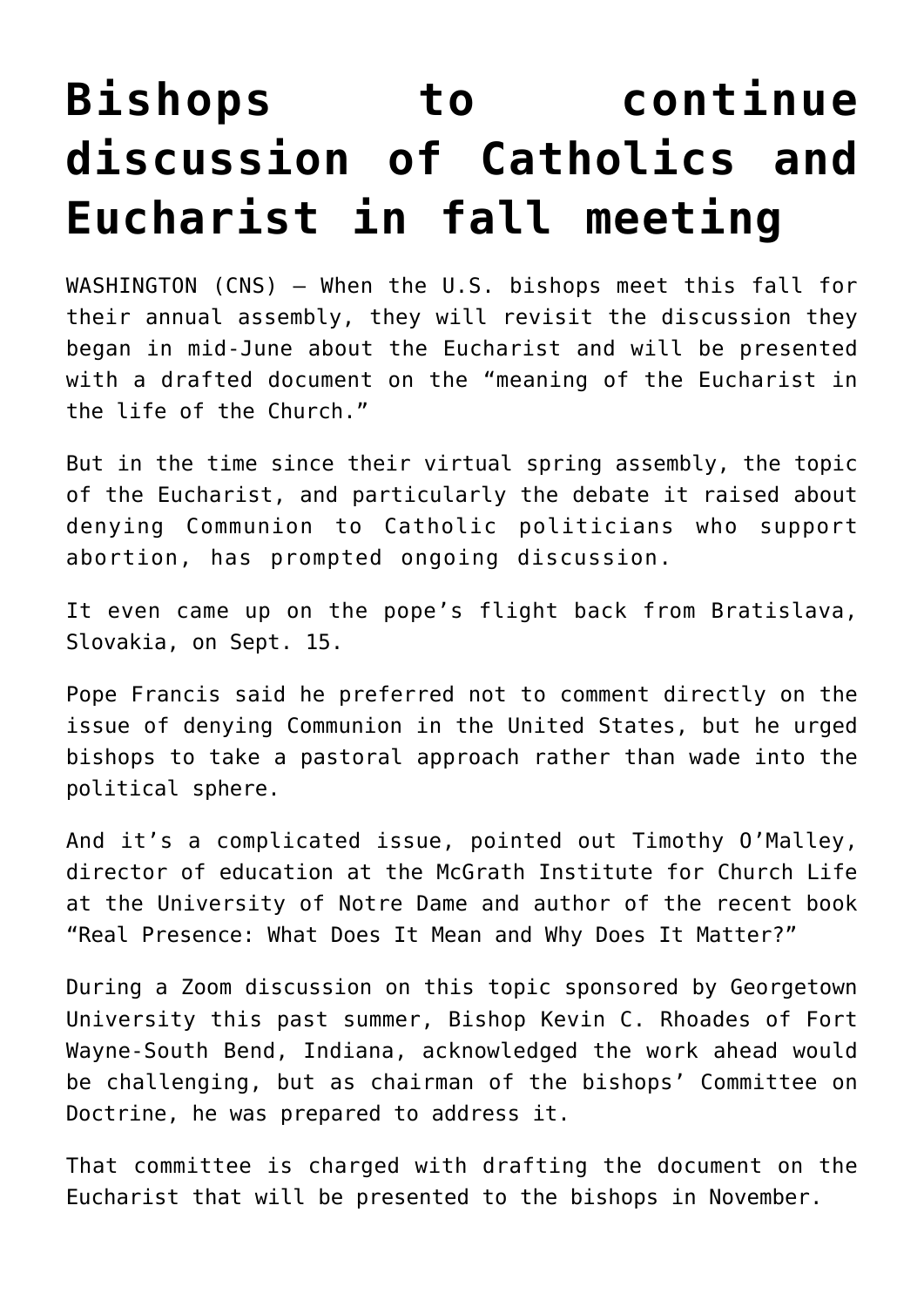# Bishops to continue discussion of Catholics and Eucharist in fall meeting

WASHINGTON (CNS) — When the U.S. bishops meet this fall for their annual assembly, they will revisit the discussion they began in mid-June about the Eucharist and will be presented with a drafted document on the "meaning of the Eucharist in the life of the Church."

But in the time since their virtual spring assembly, the topic of the Eucharist, and particularly the debate it raised about denying Communion to Catholic politicians who support abortion, has prompted ongoing discussion.

It even came up on the pope's flight back from Bratislava, Slovakia, on Sept. 15.

Pope Francis said he preferred not to comment directly on the issue of denying Communion in the United States, but he urged bishops to take a pastoral approach rather than wade into the political sphere.

And it's a complicated issue, pointed out Timothy O'Malley, director of education at the McGrath Institute for Church Life at the University of Notre Dame and author of the recent book "Real Presence: What Does It Mean and Why Does It Matter?"

During a Zoom discussion on this topic sponsored by Georgetown University this past summer, Bishop Kevin C. Rhoades of Fort Wayne-South Bend, Indiana, acknowledged the work ahead would be challenging, but as chairman of the bishops' Committee on Doctrine, he was prepared to address it.

That committee is charged with drafting the document on the Eucharist that will be presented to the bishops in November.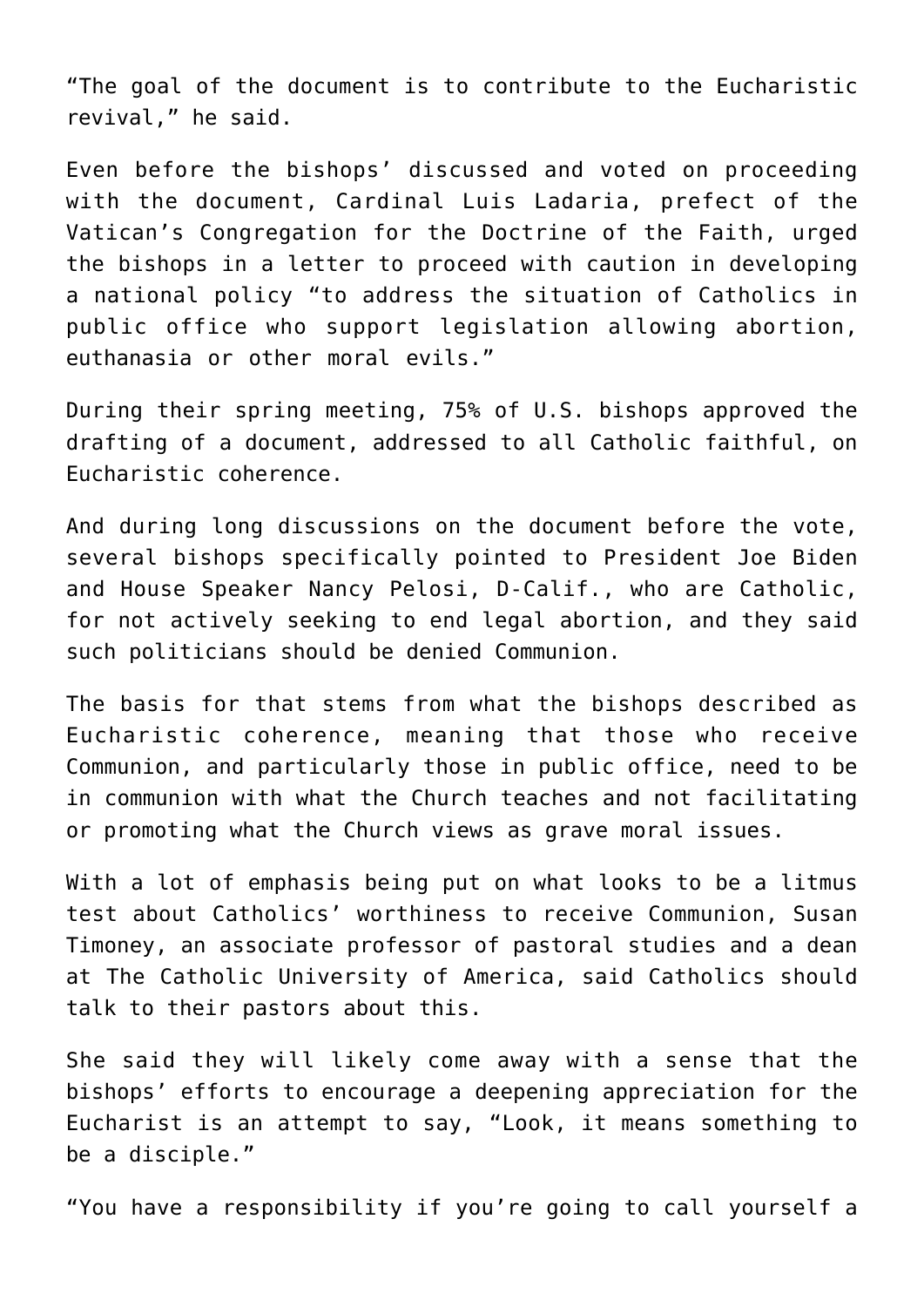"The goal of the document is to contribute to the Eucharistic revival," he said.

Even before the bishops' discussed and voted on proceeding with the document, Cardinal Luis Ladaria, prefect of the Vatican's Congregation for the Doctrine of the Faith, urged the bishops in a letter to proceed with caution in developing a national policy "to address the situation of Catholics in public office who support legislation allowing abortion, euthanasia or other moral evils."

During their spring meeting, 75% of U.S. bishops approved the drafting of a document, addressed to all Catholic faithful, on Eucharistic coherence.

And during long discussions on the document before the vote, several bishops specifically pointed to President Joe Biden and House Speaker Nancy Pelosi, D-Calif., who are Catholic, for not actively seeking to end legal abortion, and they said such politicians should be denied Communion.

The basis for that stems from what the bishops described as Eucharistic coherence, meaning that those who receive Communion, and particularly those in public office, need to be in communion with what the Church teaches and not facilitating or promoting what the Church views as grave moral issues.

With a lot of emphasis being put on what looks to be a litmus test about Catholics' worthiness to receive Communion, Susan Timoney, an associate professor of pastoral studies and a dean at The Catholic University of America, said Catholics should talk to their pastors about this.

She said they will likely come away with a sense that the bishops' efforts to encourage a deepening appreciation for the Eucharist is an attempt to say, "Look, it means something to be a disciple."

"You have a responsibility if you're going to call yourself a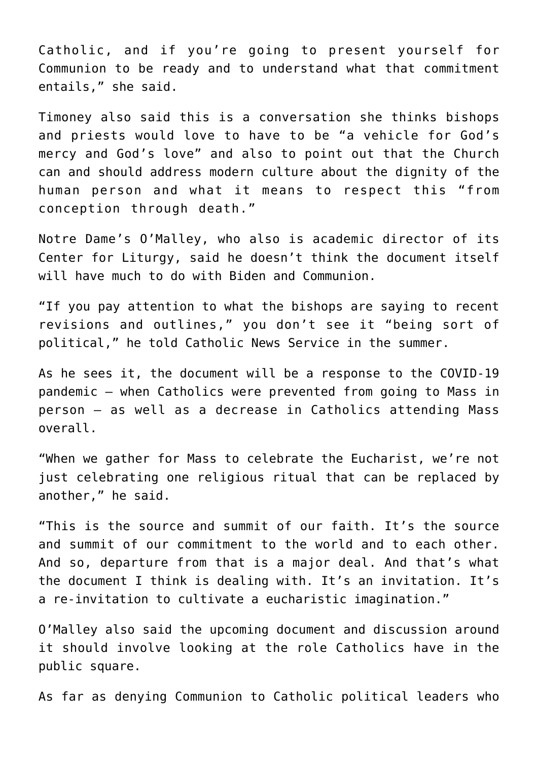Catholic, and if you're going to present yourself for Communion to be ready and to understand what that commitment entails," she said.

Timoney also said this is a conversation she thinks bishops and priests would love to have to be "a vehicle for God's mercy and God's love" and also to point out that the Church can and should address modern culture about the dignity of the human person and what it means to respect this "from conception through death."

Notre Dame's O'Malley, who also is academic director of its Center for Liturgy, said he doesn't think the document itself will have much to do with Biden and Communion.

"If you pay attention to what the bishops are saying to recent revisions and outlines," you don't see it "being sort of political," he told Catholic News Service in the summer.

As he sees it, the document will be a response to the COVID-19 pandemic — when Catholics were prevented from going to Mass in person — as well as a decrease in Catholics attending Mass overall.

"When we gather for Mass to celebrate the Eucharist, we're not just celebrating one religious ritual that can be replaced by another," he said.

"This is the source and summit of our faith. It's the source and summit of our commitment to the world and to each other. And so, departure from that is a major deal. And that's what the document I think is dealing with. It's an invitation. It's a re-invitation to cultivate a eucharistic imagination."

O'Malley also said the upcoming document and discussion around it should involve looking at the role Catholics have in the public square.

As far as denying Communion to Catholic political leaders who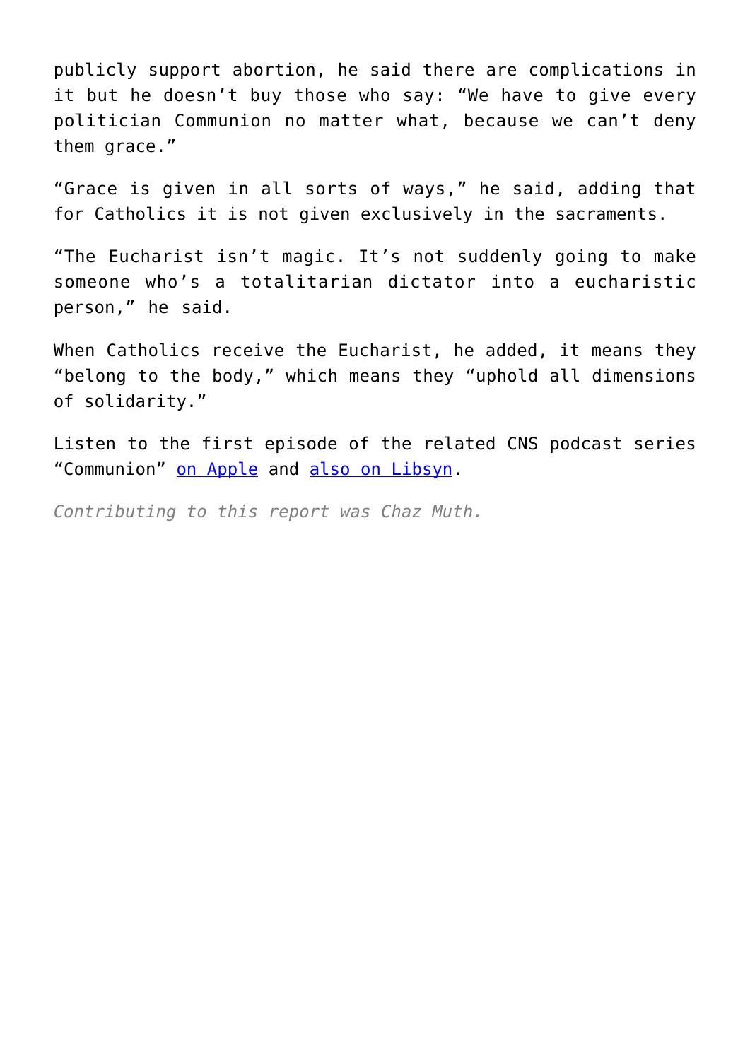publicly support abortion, he said there are complications in it but he doesn't buy those who say: "We have to give every politician Communion no matter what, because we can't deny them grace."

"Grace is given in all sorts of ways," he said, adding that for Catholics it is not given exclusively in the sacraments.

"The Eucharist isn't magic. It's not suddenly going to make someone who's a totalitarian dictator into a eucharistic person," he said.

When Catholics receive the Eucharist, he added, it means they "belong to the body," which means they "uphold all dimensions of solidarity."

Listen to the first episode of the related CNS podcast series "Communion" on Apple and also on Libsyn.

*Contributing to this report was Chaz Muth.*